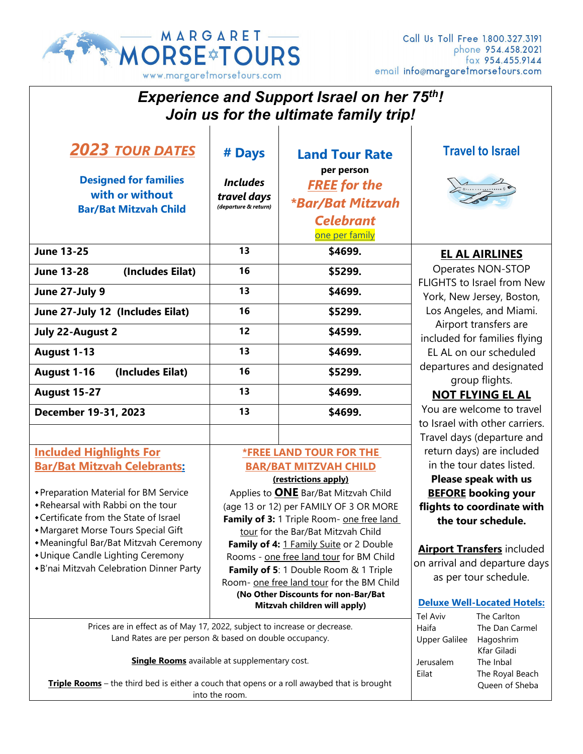MARGARET MORSE TOURS

www.margaretmorsetours.com

Call Us Toll Free 1.800.327.3191
phone 954.458.2021
fax 954.455.9144
email info@margaretmorsetours.com

# *Experience and Support Israel on her 75th!*
# *Join us for the ultimate family trip!*

| **2023 TOUR DATES** Designed for families with or without Bar/Bat Mitzvah Child | **# Days** *Includes travel days (departure & return)* | **Land Tour Rate** per person ***FREE for the \*Bar/Bat Mitzvah Celebrant*** one per family |
|---|---|---|
| **June 13-25** | **13** | **$4699.** |
| **June 13-28 (Includes Eilat)** | **16** | **$5299.** |
| **June 27-July 9** | **13** | **$4699.** |
| **June 27-July 12 (Includes Eilat)** | **16** | **$5299.** |
| **July 22-August 2** | **12** | **$4599.** |
| **August 1-13** | **13** | **$4699.** |
| **August 1-16 (Includes Eilat)** | **16** | **$5299.** |
| **August 15-27** | **13** | **$4699.** |
| **December 19-31, 2023** | **13** | **$4699.** |

## Included Highlights For Bar/Bat Mitzvah Celebrants:

- Preparation Material for BM Service
- Rehearsal with Rabbi on the tour
- Certificate from the State of Israel
- Margaret Morse Tours Special Gift
- Meaningful Bar/Bat Mitzvah Ceremony
- Unique Candle Lighting Ceremony
- B'nai Mitzvah Celebration Dinner Party

## *FREE LAND TOUR FOR THE BAR/BAT MITZVAH CHILD

**(restrictions apply)**

Applies to **ONE** Bar/Bat Mitzvah Child (age 13 or 12) per FAMILY OF 3 OR MORE
**Family of 3:** 1 Triple Room- one free land tour for the Bar/Bat Mitzvah Child
**Family of 4:** 1 Family Suite or 2 Double Rooms - one free land tour for BM Child
**Family of 5**: 1 Double Room & 1 Triple Room- one free land tour for the BM Child
**(No Other Discounts for non-Bar/Bat Mitzvah children will apply)**

Prices are in effect as of May 17, 2022, subject to increase or decrease.
Land Rates are per person & based on double occupancy.

**Single Rooms** available at supplementary cost.

**Triple Rooms** – the third bed is either a couch that opens or a roll awaybed that is brought into the room.

## Travel to Israel

**EL AL AIRLINES**

Operates NON-STOP FLIGHTS to Israel from New York, New Jersey, Boston, Los Angeles, and Miami. Airport transfers are included for families flying EL AL on our scheduled departures and designated group flights.

**NOT FLYING EL AL**

You are welcome to travel to Israel with other carriers. Travel days (departure and return days) are included in the tour dates listed. **Please speak with us BEFORE booking your flights to coordinate with the tour schedule.**

**Airport Transfers** included on arrival and departure days as per tour schedule.

**Deluxe Well-Located Hotels:**

| | |
|---|---|
| Tel Aviv | The Carlton |
| Haifa | The Dan Carmel |
| Upper Galilee | Hagoshrim<br>Kfar Giladi |
| Jerusalem | The Inbal |
| Eilat | The Royal Beach<br>Queen of Sheba |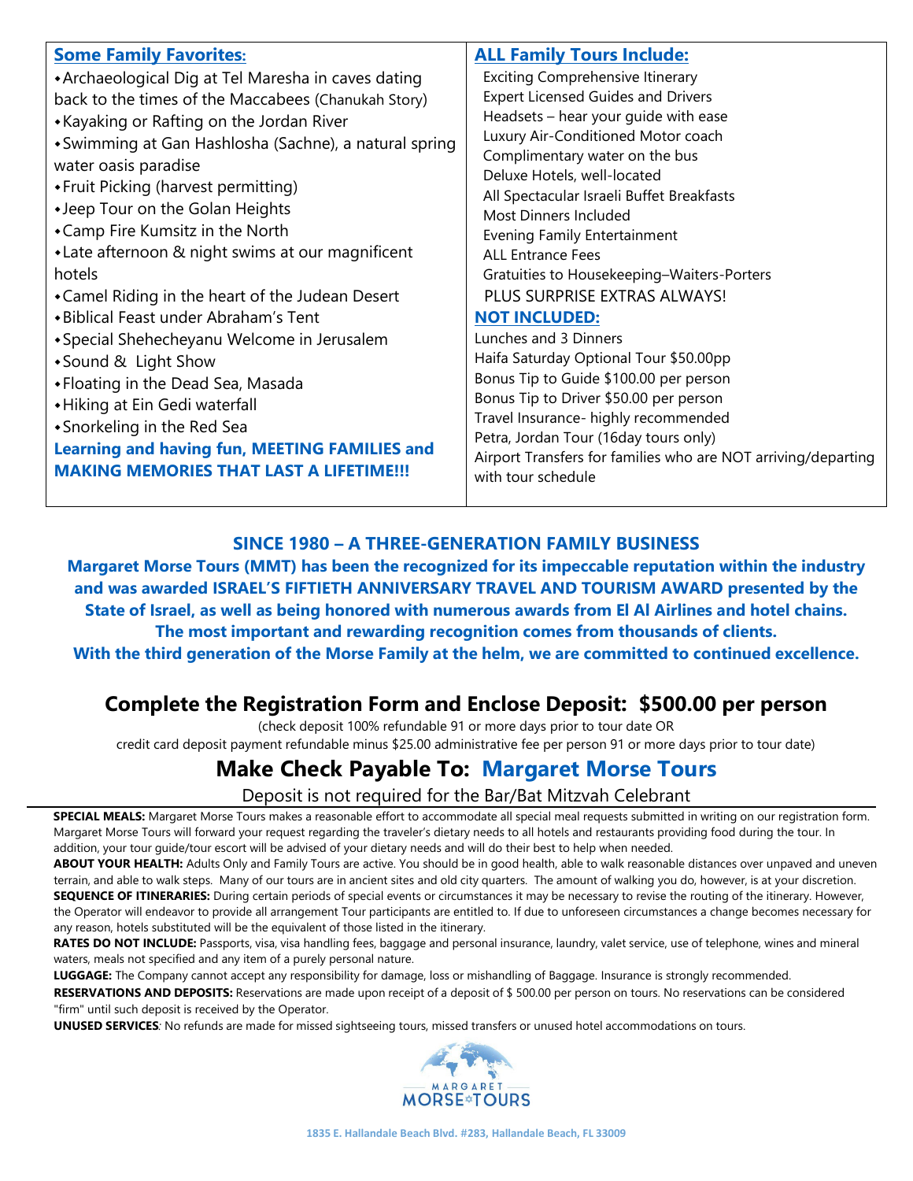## Some Family Favorites:

- Archaeological Dig at Tel Maresha in caves dating back to the times of the Maccabees (Chanukah Story)
- Kayaking or Rafting on the Jordan River
- Swimming at Gan Hashlosha (Sachne), a natural spring water oasis paradise
- Fruit Picking (harvest permitting)
- Jeep Tour on the Golan Heights
- Camp Fire Kumsitz in the North
- Late afternoon & night swims at our magnificent hotels
- Camel Riding in the heart of the Judean Desert
- Biblical Feast under Abraham's Tent
- Special Shehecheyanu Welcome in Jerusalem
- Sound & Light Show
- Floating in the Dead Sea, Masada
- Hiking at Ein Gedi waterfall
- Snorkeling in the Red Sea

**Learning and having fun, MEETING FAMILIES and MAKING MEMORIES THAT LAST A LIFETIME!!!**

## ALL Family Tours Include:

Exciting Comprehensive Itinerary
Expert Licensed Guides and Drivers
Headsets – hear your guide with ease
Luxury Air-Conditioned Motor coach
Complimentary water on the bus
Deluxe Hotels, well-located
All Spectacular Israeli Buffet Breakfasts
Most Dinners Included
Evening Family Entertainment
ALL Entrance Fees
Gratuities to Housekeeping–Waiters-Porters
PLUS SURPRISE EXTRAS ALWAYS!

## NOT INCLUDED:

Lunches and 3 Dinners
Haifa Saturday Optional Tour $50.00pp
Bonus Tip to Guide $100.00 per person
Bonus Tip to Driver $50.00 per person
Travel Insurance- highly recommended
Petra, Jordan Tour (16day tours only)
Airport Transfers for families who are NOT arriving/departing with tour schedule

## SINCE 1980 – A THREE-GENERATION FAMILY BUSINESS

**Margaret Morse Tours (MMT) has been the recognized for its impeccable reputation within the industry and was awarded ISRAEL'S FIFTIETH ANNIVERSARY TRAVEL AND TOURISM AWARD presented by the State of Israel, as well as being honored with numerous awards from El Al Airlines and hotel chains. The most important and rewarding recognition comes from thousands of clients. With the third generation of the Morse Family at the helm, we are committed to continued excellence.**

## Complete the Registration Form and Enclose Deposit: $500.00 per person

(check deposit 100% refundable 91 or more days prior to tour date OR credit card deposit payment refundable minus $25.00 administrative fee per person 91 or more days prior to tour date)

## Make Check Payable To: Margaret Morse Tours

Deposit is not required for the Bar/Bat Mitzvah Celebrant

**SPECIAL MEALS:** Margaret Morse Tours makes a reasonable effort to accommodate all special meal requests submitted in writing on our registration form. Margaret Morse Tours will forward your request regarding the traveler's dietary needs to all hotels and restaurants providing food during the tour. In addition, your tour guide/tour escort will be advised of your dietary needs and will do their best to help when needed.

**ABOUT YOUR HEALTH:** Adults Only and Family Tours are active. You should be in good health, able to walk reasonable distances over unpaved and uneven terrain, and able to walk steps. Many of our tours are in ancient sites and old city quarters. The amount of walking you do, however, is at your discretion.

**SEQUENCE OF ITINERARIES:** During certain periods of special events or circumstances it may be necessary to revise the routing of the itinerary. However, the Operator will endeavor to provide all arrangement Tour participants are entitled to. If due to unforeseen circumstances a change becomes necessary for any reason, hotels substituted will be the equivalent of those listed in the itinerary.

**RATES DO NOT INCLUDE:** Passports, visa, visa handling fees, baggage and personal insurance, laundry, valet service, use of telephone, wines and mineral waters, meals not specified and any item of a purely personal nature.

**LUGGAGE:** The Company cannot accept any responsibility for damage, loss or mishandling of Baggage. Insurance is strongly recommended.

**RESERVATIONS AND DEPOSITS:** Reservations are made upon receipt of a deposit of $ 500.00 per person on tours. No reservations can be considered "firm" until such deposit is received by the Operator.

**UNUSED SERVICES**: No refunds are made for missed sightseeing tours, missed transfers or unused hotel accommodations on tours.

MARGARET MORSE TOURS

1835 E. Hallandale Beach Blvd. #283, Hallandale Beach, FL 33009